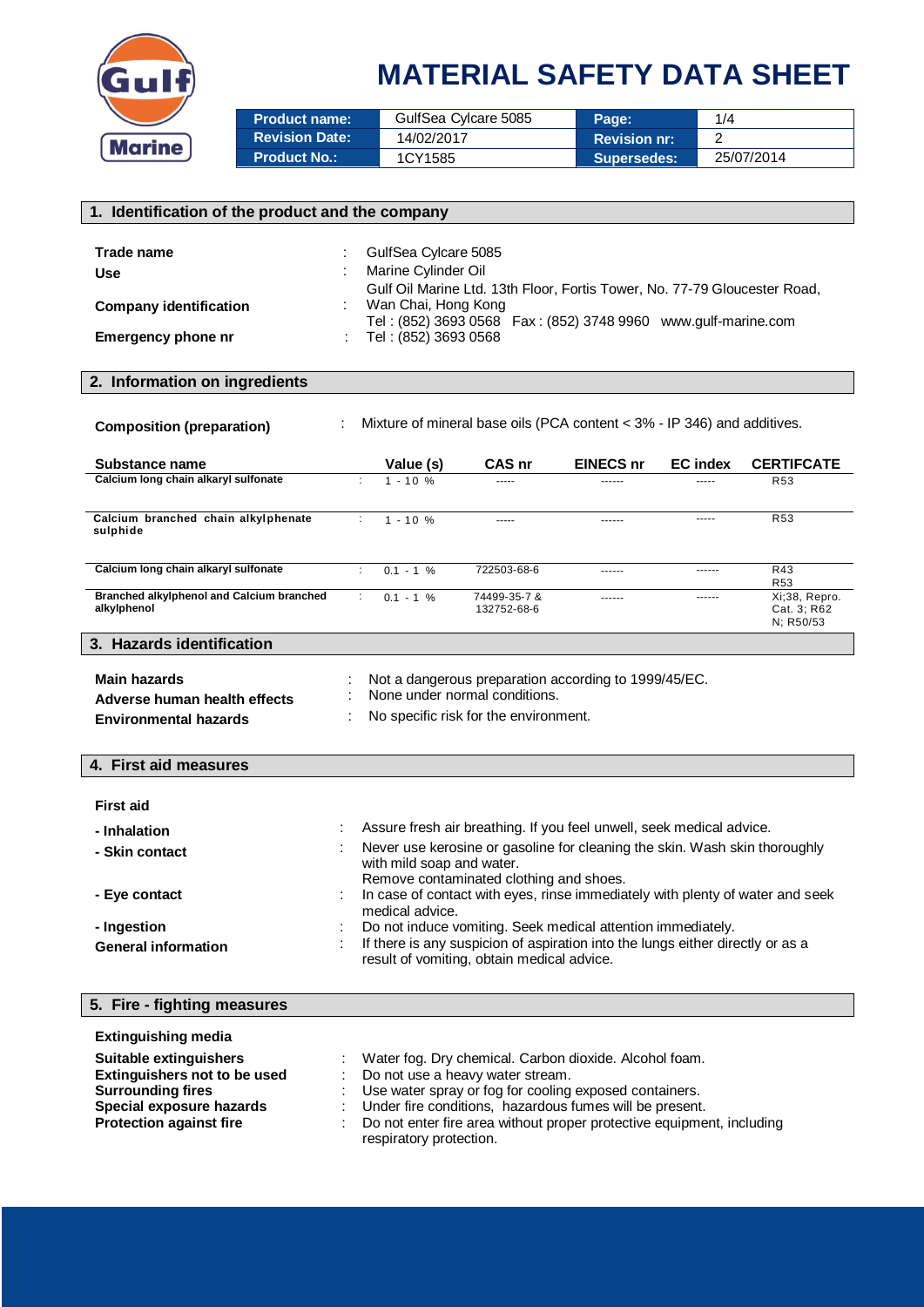# MATERIAL SAFETY DATA SHEET

| Product name: | GulfSea Cylcare 5085 | Page: | 1/4 |
|---|---|---|---|
| Revision Date: | 14/02/2017 | Revision nr: | 2 |
| Product No.: | 1CY1585 | Supersedes: | 25/07/2014 |

## 1. Identification of the product and the company

**Trade name** : GulfSea Cylcare 5085

**Use** : Marine Cylinder Oil

**Company identification** : Gulf Oil Marine Ltd. 13th Floor, Fortis Tower, No. 77-79 Gloucester Road, Wan Chai, Hong Kong
Tel : (852) 3693 0568 Fax : (852) 3748 9960 www.gulf-marine.com

**Emergency phone nr** : Tel : (852) 3693 0568

## 2. Information on ingredients

**Composition (preparation)** : Mixture of mineral base oils (PCA content < 3% - IP 346) and additives.

| Substance name | Value (s) | CAS nr | EINECS nr | EC index | CERTIFCATE |
|---|---|---|---|---|---|
| Calcium long chain alkaryl sulfonate | 1 - 10 % | ----- | ------ | ----- | R53 |
| Calcium branched chain alkylphenate sulphide | 1 - 10 % | ----- | ------ | ----- | R53 |
| Calcium long chain alkaryl sulfonate | 0.1 - 1 % | 722503-68-6 | ------ | ------ | R43<br>R53 |
| Branched alkylphenol and Calcium branched alkylphenol | 0.1 - 1 % | 74499-35-7 & 132752-68-6 | ------ | ------ | Xi;38, Repro. Cat. 3; R62 N; R50/53 |

## 3. Hazards identification

**Main hazards** : Not a dangerous preparation according to 1999/45/EC.

**Adverse human health effects** : None under normal conditions.

**Environmental hazards** : No specific risk for the environment.

## 4. First aid measures

**First aid**

**- Inhalation** : Assure fresh air breathing. If you feel unwell, seek medical advice.

**- Skin contact** : Never use kerosine or gasoline for cleaning the skin. Wash skin thoroughly with mild soap and water.
Remove contaminated clothing and shoes.

**- Eye contact** : In case of contact with eyes, rinse immediately with plenty of water and seek medical advice.

**- Ingestion** : Do not induce vomiting. Seek medical attention immediately.

**General information** : If there is any suspicion of aspiration into the lungs either directly or as a result of vomiting, obtain medical advice.

## 5. Fire - fighting measures

**Extinguishing media**

**Suitable extinguishers** : Water fog. Dry chemical. Carbon dioxide. Alcohol foam.

**Extinguishers not to be used** : Do not use a heavy water stream.

**Surrounding fires** : Use water spray or fog for cooling exposed containers.

**Special exposure hazards** : Under fire conditions, hazardous fumes will be present.

**Protection against fire** : Do not enter fire area without proper protective equipment, including respiratory protection.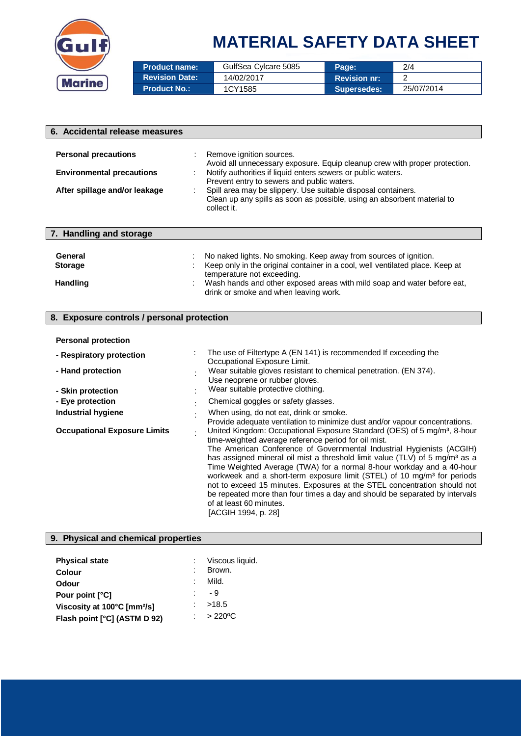# MATERIAL SAFETY DATA SHEET

| Product name: | GulfSea Cylcare 5085 | Page: | 2/4 |
|---|---|---|---|
| Revision Date: | 14/02/2017 | Revision nr: | 2 |
| Product No.: | 1CY1585 | Supersedes: | 25/07/2014 |

## 6. Accidental release measures

**Personal precautions** : Remove ignition sources.
Avoid all unnecessary exposure. Equip cleanup crew with proper protection.

**Environmental precautions** : Notify authorities if liquid enters sewers or public waters.
Prevent entry to sewers and public waters.

**After spillage and/or leakage** : Spill area may be slippery. Use suitable disposal containers.
Clean up any spills as soon as possible, using an absorbent material to collect it.

## 7. Handling and storage

**General** : No naked lights. No smoking. Keep away from sources of ignition.

**Storage** : Keep only in the original container in a cool, well ventilated place. Keep at temperature not exceeding.

**Handling** : Wash hands and other exposed areas with mild soap and water before eat, drink or smoke and when leaving work.

## 8. Exposure controls / personal protection

**Personal protection**

**- Respiratory protection** : The use of Filtertype A (EN 141) is recommended If exceeding the Occupational Exposure Limit.

**- Hand protection** : Wear suitable gloves resistant to chemical penetration. (EN 374).
Use neoprene or rubber gloves.

**- Skin protection** : Wear suitable protective clothing.

**- Eye protection** : Chemical goggles or safety glasses.

**Industrial hygiene** : When using, do not eat, drink or smoke.
Provide adequate ventilation to minimize dust and/or vapour concentrations.

**Occupational Exposure Limits** : United Kingdom: Occupational Exposure Standard (OES) of 5 mg/m³, 8-hour time-weighted average reference period for oil mist.
The American Conference of Governmental Industrial Hygienists (ACGIH) has assigned mineral oil mist a threshold limit value (TLV) of 5 mg/m³ as a Time Weighted Average (TWA) for a normal 8-hour workday and a 40-hour workweek and a short-term exposure limit (STEL) of 10 mg/m³ for periods not to exceed 15 minutes. Exposures at the STEL concentration should not be repeated more than four times a day and should be separated by intervals of at least 60 minutes.
[ACGIH 1994, p. 28]

## 9. Physical and chemical properties

**Physical state** : Viscous liquid.

**Colour** : Brown.

**Odour** : Mild.

**Pour point [°C]** : - 9

**Viscosity at 100°C [mm²/s]** : >18.5

**Flash point [°C] (ASTM D 92)** : > 220ºC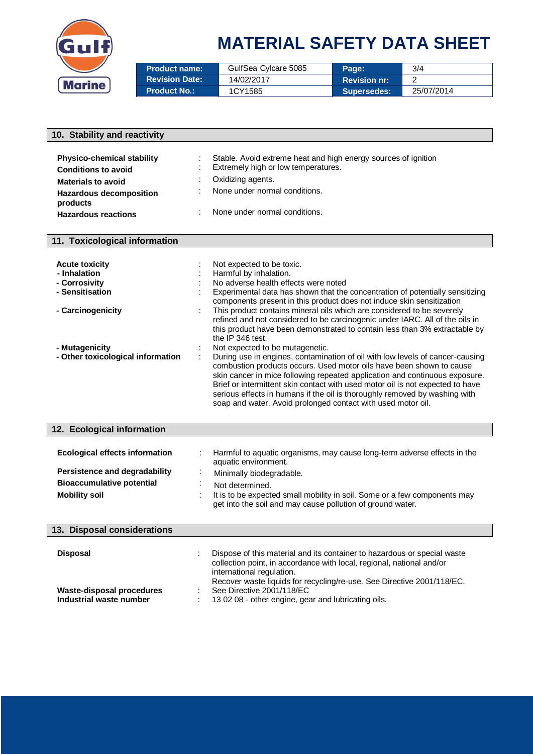| Product name: | GulfSea Cylcare 5085 | Page: | 3/4 |
| --- | --- | --- | --- |
| Revision Date: | 14/02/2017 | Revision nr: | 2 |
| Product No.: | 1CY1585 | Supersedes: | 25/07/2014 |

## 10. Stability and reactivity

| | | |
| --- | --- | --- |
| **Physico-chemical stability** | : | Stable. Avoid extreme heat and high energy sources of ignition |
| **Conditions to avoid** | : | Extremely high or low temperatures. |
| **Materials to avoid** | : | Oxidizing agents. |
| **Hazardous decomposition products** | : | None under normal conditions. |
| **Hazardous reactions** | : | None under normal conditions. |

## 11. Toxicological information

| | | |
| --- | --- | --- |
| **Acute toxicity** | : | Not expected to be toxic. |
| **- Inhalation** | : | Harmful by inhalation. |
| **- Corrosivity** | : | No adverse health effects were noted |
| **- Sensitisation** | : | Experimental data has shown that the concentration of potentially sensitizing components present in this product does not induce skin sensitization |
| **- Carcinogenicity** | : | This product contains mineral oils which are considered to be severely refined and not considered to be carcinogenic under IARC. All of the oils in this product have been demonstrated to contain less than 3% extractable by the IP 346 test. |
| **- Mutagenicity** | : | Not expected to be mutagenetic. |
| **- Other toxicological information** | : | During use in engines, contamination of oil with low levels of cancer-causing combustion products occurs. Used motor oils have been shown to cause skin cancer in mice following repeated application and continuous exposure. Brief or intermittent skin contact with used motor oil is not expected to have serious effects in humans if the oil is thoroughly removed by washing with soap and water. Avoid prolonged contact with used motor oil. |

## 12. Ecological information

| | | |
| --- | --- | --- |
| **Ecological effects information** | : | Harmful to aquatic organisms, may cause long-term adverse effects in the aquatic environment. |
| **Persistence and degradability** | : | Minimally biodegradable. |
| **Bioaccumulative potential** | : | Not determined. |
| **Mobility soil** | : | It is to be expected small mobility in soil. Some or a few components may get into the soil and may cause pollution of ground water. |

## 13. Disposal considerations

| | | |
| --- | --- | --- |
| **Disposal** | : | Dispose of this material and its container to hazardous or special waste collection point, in accordance with local, regional, national and/or international regulation. Recover waste liquids for recycling/re-use. See Directive 2001/118/EC. |
| **Waste-disposal procedures** | : | See Directive 2001/118/EC |
| **Industrial waste number** | : | 13 02 08 - other engine, gear and lubricating oils. |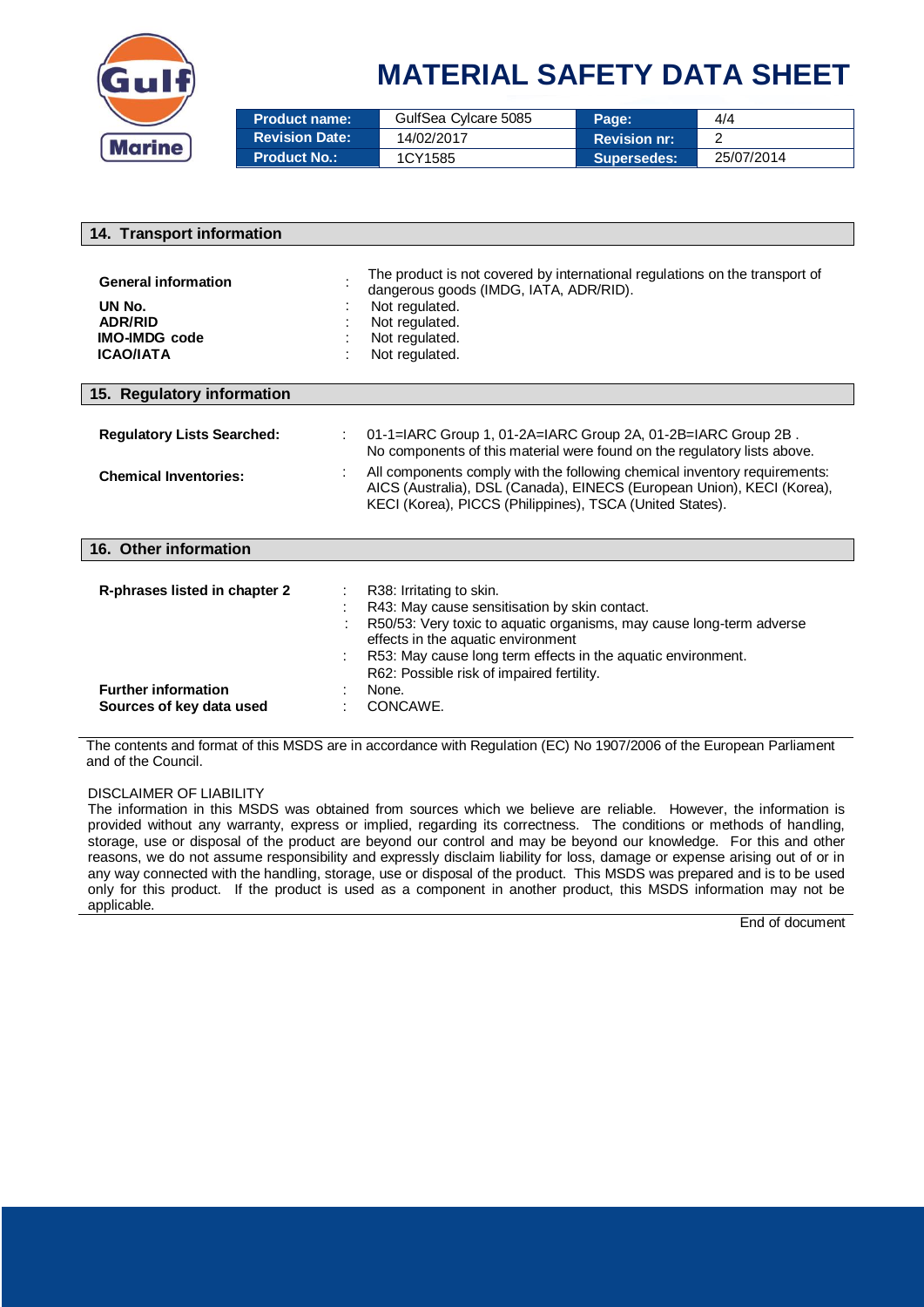# MATERIAL SAFETY DATA SHEET

| Product name: | GulfSea Cylcare 5085 | Page: | 4/4 |
|---|---|---|---|
| Revision Date: | 14/02/2017 | Revision nr: | 2 |
| Product No.: | 1CY1585 | Supersedes: | 25/07/2014 |

## 14. Transport information

| | | |
|---|---|---|
| **General information** | : | The product is not covered by international regulations on the transport of dangerous goods (IMDG, IATA, ADR/RID). |
| **UN No.** | : | Not regulated. |
| **ADR/RID** | : | Not regulated. |
| **IMO-IMDG code** | : | Not regulated. |
| **ICAO/IATA** | : | Not regulated. |

## 15. Regulatory information

| | | |
|---|---|---|
| **Regulatory Lists Searched:** | : | 01-1=IARC Group 1, 01-2A=IARC Group 2A, 01-2B=IARC Group 2B . No components of this material were found on the regulatory lists above. |
| **Chemical Inventories:** | : | All components comply with the following chemical inventory requirements: AICS (Australia), DSL (Canada), EINECS (European Union), KECI (Korea), KECI (Korea), PICCS (Philippines), TSCA (United States). |

## 16. Other information

| | | |
|---|---|---|
| **R-phrases listed in chapter 2** | : | R38: Irritating to skin. |
| | : | R43: May cause sensitisation by skin contact. |
| | : | R50/53: Very toxic to aquatic organisms, may cause long-term adverse effects in the aquatic environment |
| | : | R53: May cause long term effects in the aquatic environment. |
| | | R62: Possible risk of impaired fertility. |
| **Further information** | : | None. |
| **Sources of key data used** | : | CONCAWE. |

The contents and format of this MSDS are in accordance with Regulation (EC) No 1907/2006 of the European Parliament and of the Council.

DISCLAIMER OF LIABILITY

The information in this MSDS was obtained from sources which we believe are reliable. However, the information is provided without any warranty, express or implied, regarding its correctness. The conditions or methods of handling, storage, use or disposal of the product are beyond our control and may be beyond our knowledge. For this and other reasons, we do not assume responsibility and expressly disclaim liability for loss, damage or expense arising out of or in any way connected with the handling, storage, use or disposal of the product. This MSDS was prepared and is to be used only for this product. If the product is used as a component in another product, this MSDS information may not be applicable.

End of document